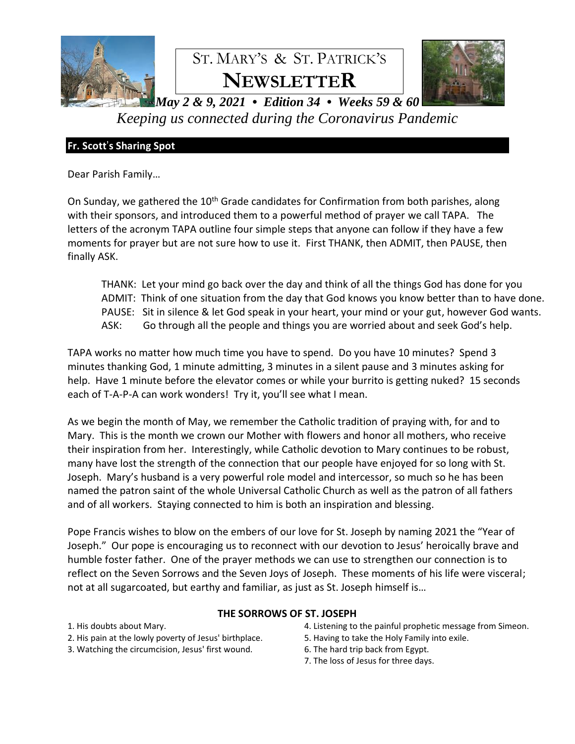# ST. MARY'S & ST. PATRICK'S NEWSLETTER

***May 2 & 9, 2021 • Edition 34 • Weeks 59 & 60***

*Keeping us connected during the Coronavirus Pandemic*

## Fr. Scott's Sharing Spot

Dear Parish Family…

On Sunday, we gathered the 10th Grade candidates for Confirmation from both parishes, along with their sponsors, and introduced them to a powerful method of prayer we call TAPA. The letters of the acronym TAPA outline four simple steps that anyone can follow if they have a few moments for prayer but are not sure how to use it. First THANK, then ADMIT, then PAUSE, then finally ASK.

THANK: Let your mind go back over the day and think of all the things God has done for you
ADMIT: Think of one situation from the day that God knows you know better than to have done.
PAUSE: Sit in silence & let God speak in your heart, your mind or your gut, however God wants.
ASK: Go through all the people and things you are worried about and seek God's help.

TAPA works no matter how much time you have to spend. Do you have 10 minutes? Spend 3 minutes thanking God, 1 minute admitting, 3 minutes in a silent pause and 3 minutes asking for help. Have 1 minute before the elevator comes or while your burrito is getting nuked? 15 seconds each of T-A-P-A can work wonders! Try it, you'll see what I mean.

As we begin the month of May, we remember the Catholic tradition of praying with, for and to Mary. This is the month we crown our Mother with flowers and honor all mothers, who receive their inspiration from her. Interestingly, while Catholic devotion to Mary continues to be robust, many have lost the strength of the connection that our people have enjoyed for so long with St. Joseph. Mary's husband is a very powerful role model and intercessor, so much so he has been named the patron saint of the whole Universal Catholic Church as well as the patron of all fathers and of all workers. Staying connected to him is both an inspiration and blessing.

Pope Francis wishes to blow on the embers of our love for St. Joseph by naming 2021 the "Year of Joseph." Our pope is encouraging us to reconnect with our devotion to Jesus' heroically brave and humble foster father. One of the prayer methods we can use to strengthen our connection is to reflect on the Seven Sorrows and the Seven Joys of Joseph. These moments of his life were visceral; not at all sugarcoated, but earthy and familiar, as just as St. Joseph himself is…

### THE SORROWS OF ST. JOSEPH

1. His doubts about Mary.
2. His pain at the lowly poverty of Jesus' birthplace.
3. Watching the circumcision, Jesus' first wound.
4. Listening to the painful prophetic message from Simeon.
5. Having to take the Holy Family into exile.
6. The hard trip back from Egypt.
7. The loss of Jesus for three days.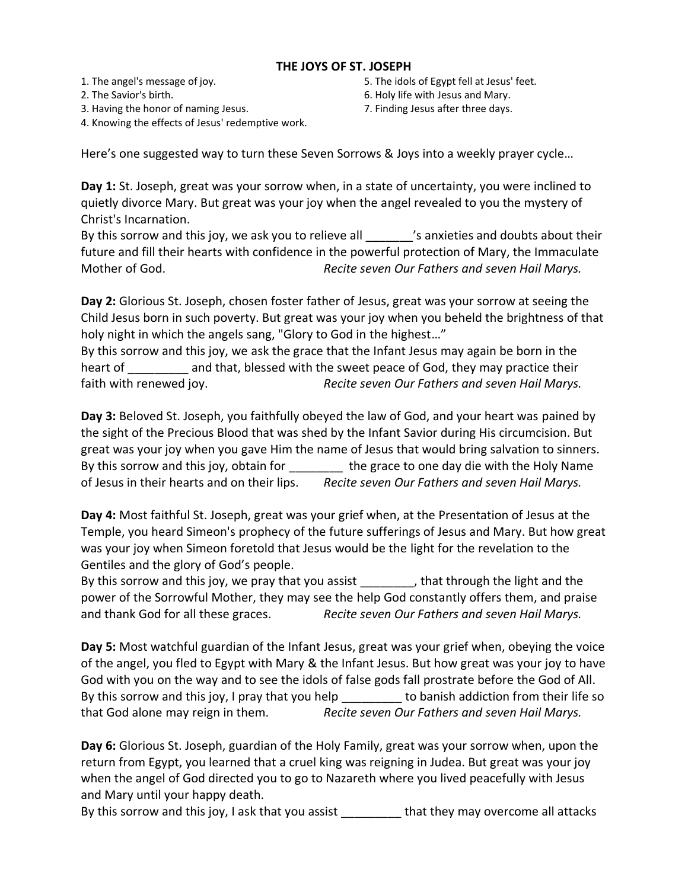## THE JOYS OF ST. JOSEPH

1. The angel's message of joy.
2. The Savior's birth.
3. Having the honor of naming Jesus.
4. Knowing the effects of Jesus' redemptive work.
5. The idols of Egypt fell at Jesus' feet.
6. Holy life with Jesus and Mary.
7. Finding Jesus after three days.

Here's one suggested way to turn these Seven Sorrows & Joys into a weekly prayer cycle…

**Day 1:** St. Joseph, great was your sorrow when, in a state of uncertainty, you were inclined to quietly divorce Mary. But great was your joy when the angel revealed to you the mystery of Christ's Incarnation.
By this sorrow and this joy, we ask you to relieve all _______'s anxieties and doubts about their future and fill their hearts with confidence in the powerful protection of Mary, the Immaculate Mother of God. *Recite seven Our Fathers and seven Hail Marys.*

**Day 2:** Glorious St. Joseph, chosen foster father of Jesus, great was your sorrow at seeing the Child Jesus born in such poverty. But great was your joy when you beheld the brightness of that holy night in which the angels sang, "Glory to God in the highest…"
By this sorrow and this joy, we ask the grace that the Infant Jesus may again be born in the heart of _________ and that, blessed with the sweet peace of God, they may practice their faith with renewed joy. *Recite seven Our Fathers and seven Hail Marys.*

**Day 3:** Beloved St. Joseph, you faithfully obeyed the law of God, and your heart was pained by the sight of the Precious Blood that was shed by the Infant Savior during His circumcision. But great was your joy when you gave Him the name of Jesus that would bring salvation to sinners.
By this sorrow and this joy, obtain for ________ the grace to one day die with the Holy Name of Jesus in their hearts and on their lips. *Recite seven Our Fathers and seven Hail Marys.*

**Day 4:** Most faithful St. Joseph, great was your grief when, at the Presentation of Jesus at the Temple, you heard Simeon's prophecy of the future sufferings of Jesus and Mary. But how great was your joy when Simeon foretold that Jesus would be the light for the revelation to the Gentiles and the glory of God's people.
By this sorrow and this joy, we pray that you assist ________, that through the light and the power of the Sorrowful Mother, they may see the help God constantly offers them, and praise and thank God for all these graces. *Recite seven Our Fathers and seven Hail Marys.*

**Day 5:** Most watchful guardian of the Infant Jesus, great was your grief when, obeying the voice of the angel, you fled to Egypt with Mary & the Infant Jesus. But how great was your joy to have God with you on the way and to see the idols of false gods fall prostrate before the God of All.
By this sorrow and this joy, I pray that you help _________ to banish addiction from their life so that God alone may reign in them. *Recite seven Our Fathers and seven Hail Marys.*

**Day 6:** Glorious St. Joseph, guardian of the Holy Family, great was your sorrow when, upon the return from Egypt, you learned that a cruel king was reigning in Judea. But great was your joy when the angel of God directed you to go to Nazareth where you lived peacefully with Jesus and Mary until your happy death.
By this sorrow and this joy, I ask that you assist _________ that they may overcome all attacks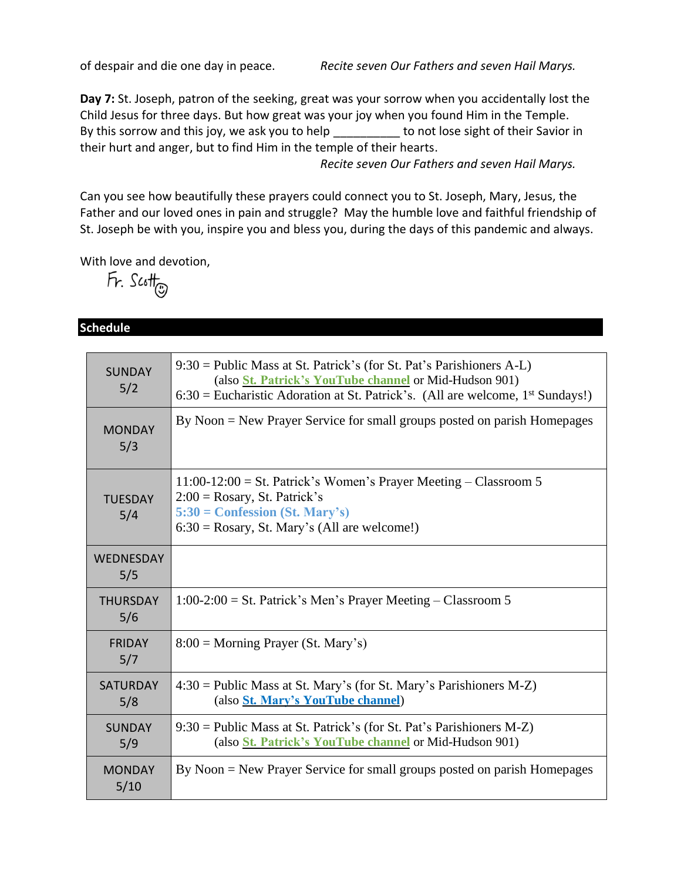of despair and die one day in peace. *Recite seven Our Fathers and seven Hail Marys.*

**Day 7:** St. Joseph, patron of the seeking, great was your sorrow when you accidentally lost the Child Jesus for three days. But how great was your joy when you found Him in the Temple. By this sorrow and this joy, we ask you to help __________ to not lose sight of their Savior in their hurt and anger, but to find Him in the temple of their hearts.

*Recite seven Our Fathers and seven Hail Marys.*

Can you see how beautifully these prayers could connect you to St. Joseph, Mary, Jesus, the Father and our loved ones in pain and struggle? May the humble love and faithful friendship of St. Joseph be with you, inspire you and bless you, during the days of this pandemic and always.

With love and devotion,

Fr. Scott ☺

## Schedule

| | |
|---|---|
| SUNDAY 5/2 | 9:30 = Public Mass at St. Patrick's (for St. Pat's Parishioners A-L) (also **St. Patrick's YouTube channel** or Mid-Hudson 901)<br>6:30 = Eucharistic Adoration at St. Patrick's. (All are welcome, 1st Sundays!) |
| MONDAY 5/3 | By Noon = New Prayer Service for small groups posted on parish Homepages |
| TUESDAY 5/4 | 11:00-12:00 = St. Patrick's Women's Prayer Meeting – Classroom 5<br>2:00 = Rosary, St. Patrick's<br>**5:30 = Confession (St. Mary's)**<br>6:30 = Rosary, St. Mary's (All are welcome!) |
| WEDNESDAY 5/5 | |
| THURSDAY 5/6 | 1:00-2:00 = St. Patrick's Men's Prayer Meeting – Classroom 5 |
| FRIDAY 5/7 | 8:00 = Morning Prayer (St. Mary's) |
| SATURDAY 5/8 | 4:30 = Public Mass at St. Mary's (for St. Mary's Parishioners M-Z) (also **St. Mary's YouTube channel**) |
| SUNDAY 5/9 | 9:30 = Public Mass at St. Patrick's (for St. Pat's Parishioners M-Z) (also **St. Patrick's YouTube channel** or Mid-Hudson 901) |
| MONDAY 5/10 | By Noon = New Prayer Service for small groups posted on parish Homepages |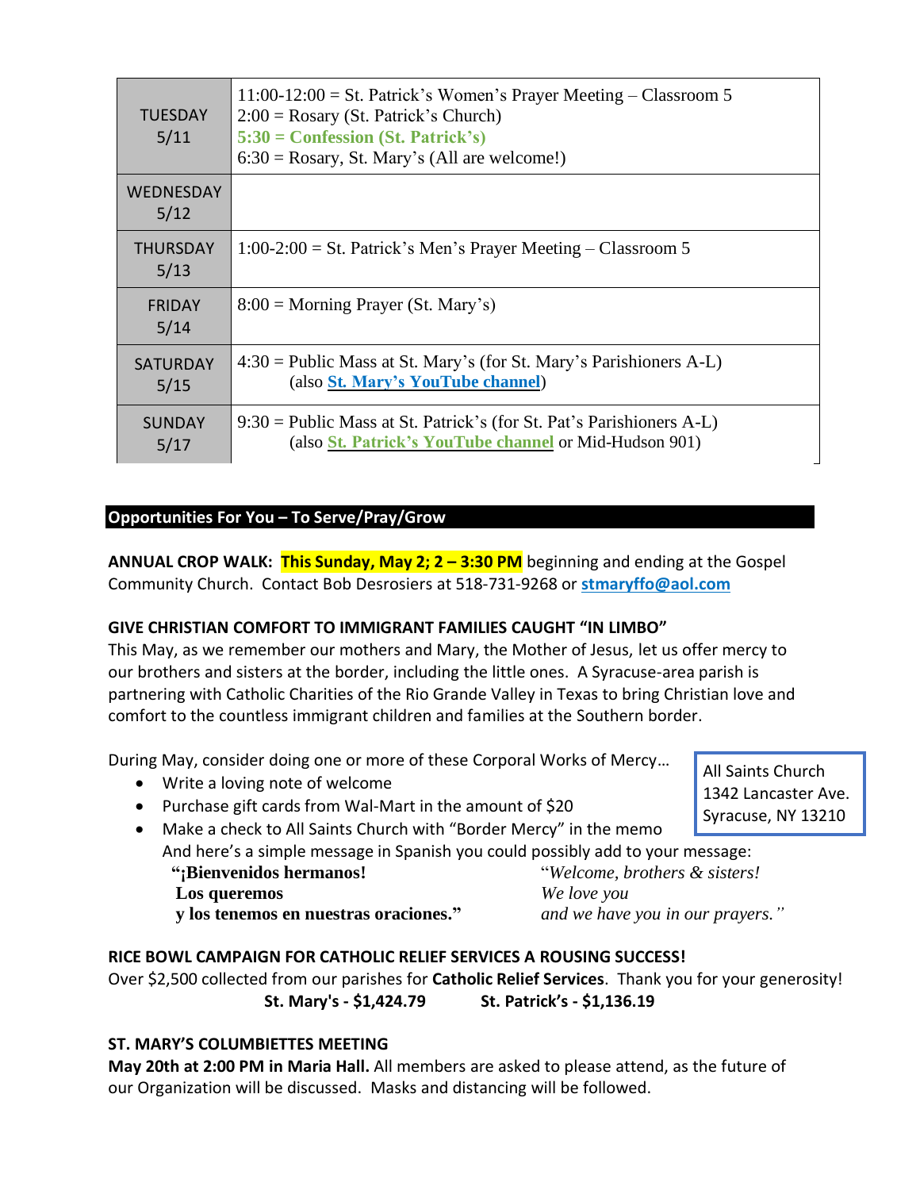| | |
|---|---|
| TUESDAY 5/11 | 11:00-12:00 = St. Patrick's Women's Prayer Meeting – Classroom 5<br>2:00 = Rosary (St. Patrick's Church)<br>**5:30 = Confession (St. Patrick's)**<br>6:30 = Rosary, St. Mary's (All are welcome!) |
| WEDNESDAY 5/12 | |
| THURSDAY 5/13 | 1:00-2:00 = St. Patrick's Men's Prayer Meeting – Classroom 5 |
| FRIDAY 5/14 | 8:00 = Morning Prayer (St. Mary's) |
| SATURDAY 5/15 | 4:30 = Public Mass at St. Mary's (for St. Mary's Parishioners A-L)<br>(also **St. Mary's YouTube channel**) |
| SUNDAY 5/17 | 9:30 = Public Mass at St. Patrick's (for St. Pat's Parishioners A-L)<br>(also **St. Patrick's YouTube channel** or Mid-Hudson 901) |

## Opportunities For You – To Serve/Pray/Grow

**ANNUAL CROP WALK:** **This Sunday, May 2; 2 – 3:30 PM** beginning and ending at the Gospel Community Church. Contact Bob Desrosiers at 518-731-9268 or **stmaryffo@aol.com**

**GIVE CHRISTIAN COMFORT TO IMMIGRANT FAMILIES CAUGHT "IN LIMBO"**

This May, as we remember our mothers and Mary, the Mother of Jesus, let us offer mercy to our brothers and sisters at the border, including the little ones. A Syracuse-area parish is partnering with Catholic Charities of the Rio Grande Valley in Texas to bring Christian love and comfort to the countless immigrant children and families at the Southern border.

During May, consider doing one or more of these Corporal Works of Mercy…

- Write a loving note of welcome
- Purchase gift cards from Wal-Mart in the amount of $20
- Make a check to All Saints Church with "Border Mercy" in the memo

And here's a simple message in Spanish you could possibly add to your message:

**"¡Bienvenidos hermanos! Los queremos y los tenemos en nuestras oraciones."**

*"Welcome, brothers & sisters! We love you and we have you in our prayers."*

All Saints Church
1342 Lancaster Ave.
Syracuse, NY 13210

**RICE BOWL CAMPAIGN FOR CATHOLIC RELIEF SERVICES A ROUSING SUCCESS!**

Over $2,500 collected from our parishes for **Catholic Relief Services**. Thank you for your generosity!

**St. Mary's - $1,424.79**　　**St. Patrick's - $1,136.19**

**ST. MARY'S COLUMBIETTES MEETING**

**May 20th at 2:00 PM in Maria Hall.** All members are asked to please attend, as the future of our Organization will be discussed. Masks and distancing will be followed.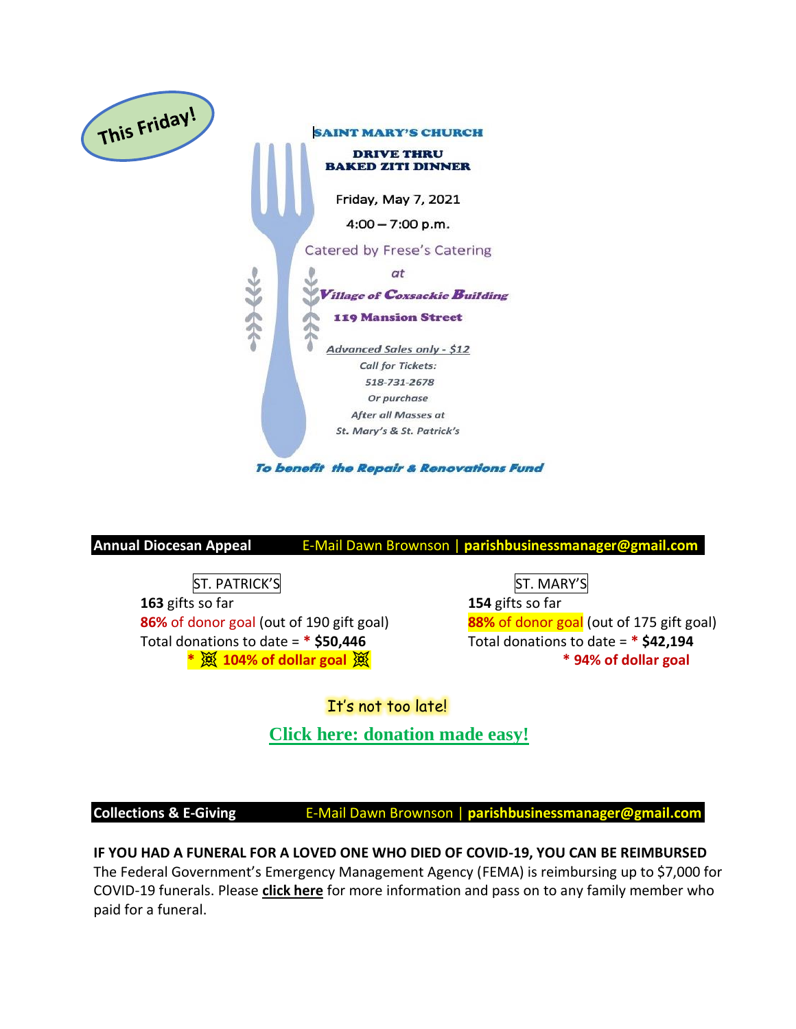This Friday!

**SAINT MARY'S CHURCH**

**DRIVE THRU**
**BAKED ZITI DINNER**

Friday, May 7, 2021

4:00 – 7:00 p.m.

Catered by Frese's Catering

*at*

***Village of Coxsackie Building***

**119 Mansion Street**

*Advanced Sales only - $12*

*Call for Tickets:*

*518-731-2678*

*Or purchase*

*After all Masses at*

*St. Mary's & St. Patrick's*

***To benefit the Repair & Renovations Fund***

**Annual Diocesan Appeal** E-Mail Dawn Brownson | **parishbusinessmanager@gmail.com**

ST. PATRICK'S
**163** gifts so far
**86%** of donor goal (out of 190 gift goal)
Total donations to date = * **$50,446**
* **104% of dollar goal**

ST. MARY'S
**154** gifts so far
**88%** of donor goal (out of 175 gift goal)
Total donations to date = * **$42,194**
* **94% of dollar goal**

It's not too late!

**Click here: donation made easy!**

**Collections & E-Giving** E-Mail Dawn Brownson | **parishbusinessmanager@gmail.com**

**IF YOU HAD A FUNERAL FOR A LOVED ONE WHO DIED OF COVID-19, YOU CAN BE REIMBURSED**
The Federal Government's Emergency Management Agency (FEMA) is reimbursing up to $7,000 for COVID-19 funerals. Please **click here** for more information and pass on to any family member who paid for a funeral.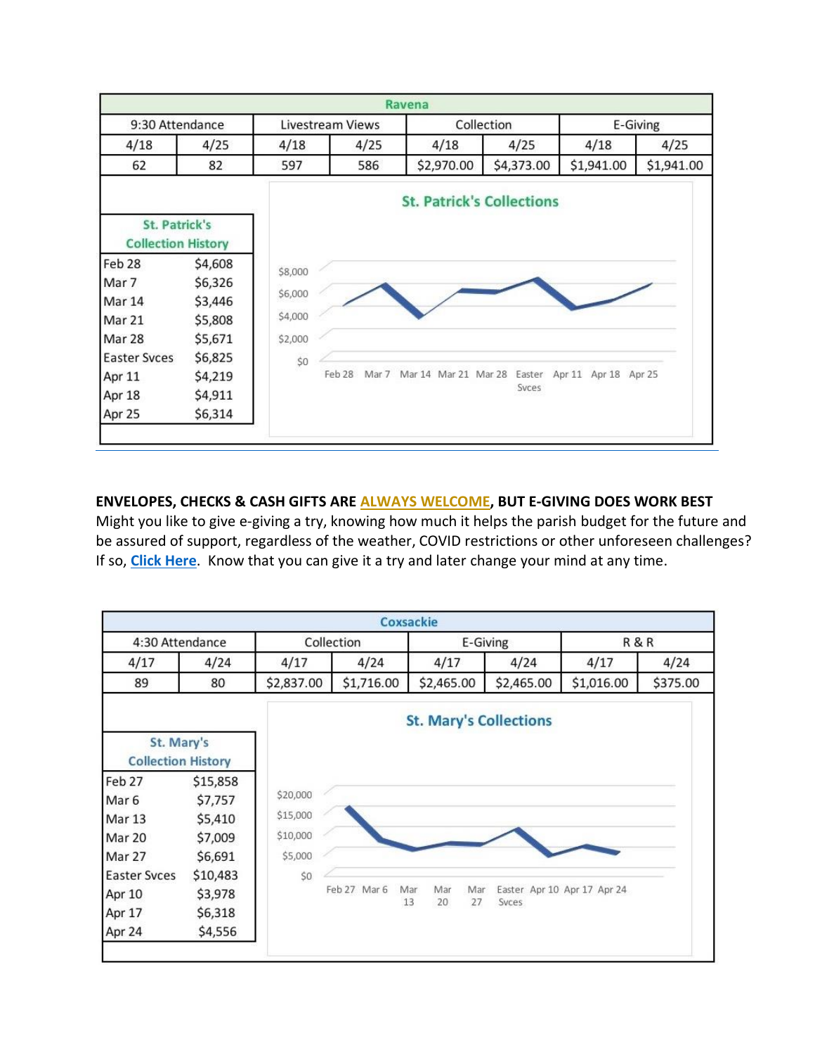| Ravena | | | | | | | |
|---|---|---|---|---|---|---|---|
| 9:30 Attendance | | Livestream Views | | Collection | | E-Giving | |
| 4/18 | 4/25 | 4/18 | 4/25 | 4/18 | 4/25 | 4/18 | 4/25 |
| 62 | 82 | 597 | 586 | $2,970.00 | $4,373.00 | $1,941.00 | $1,941.00 |

**St. Patrick's Collection History**

| Date | Amount |
|---|---|
| Feb 28 | $4,608 |
| Mar 7 | $6,326 |
| Mar 14 | $3,446 |
| Mar 21 | $5,808 |
| Mar 28 | $5,671 |
| Easter Svces | $6,825 |
| Apr 11 | $4,219 |
| Apr 18 | $4,911 |
| Apr 25 | $6,314 |

**St. Patrick's Collections**

**ENVELOPES, CHECKS & CASH GIFTS ARE ALWAYS WELCOME, BUT E-GIVING DOES WORK BEST**
Might you like to give e-giving a try, knowing how much it helps the parish budget for the future and be assured of support, regardless of the weather, COVID restrictions or other unforeseen challenges? If so, **Click Here**. Know that you can give it a try and later change your mind at any time.

| Coxsackie | | | | | | | |
|---|---|---|---|---|---|---|---|
| 4:30 Attendance | | Collection | | E-Giving | | R & R | |
| 4/17 | 4/24 | 4/17 | 4/24 | 4/17 | 4/24 | 4/17 | 4/24 |
| 89 | 80 | $2,837.00 | $1,716.00 | $2,465.00 | $2,465.00 | $1,016.00 | $375.00 |

**St. Mary's Collection History**

| Date | Amount |
|---|---|
| Feb 27 | $15,858 |
| Mar 6 | $7,757 |
| Mar 13 | $5,410 |
| Mar 20 | $7,009 |
| Mar 27 | $6,691 |
| Easter Svces | $10,483 |
| Apr 10 | $3,978 |
| Apr 17 | $6,318 |
| Apr 24 | $4,556 |

**St. Mary's Collections**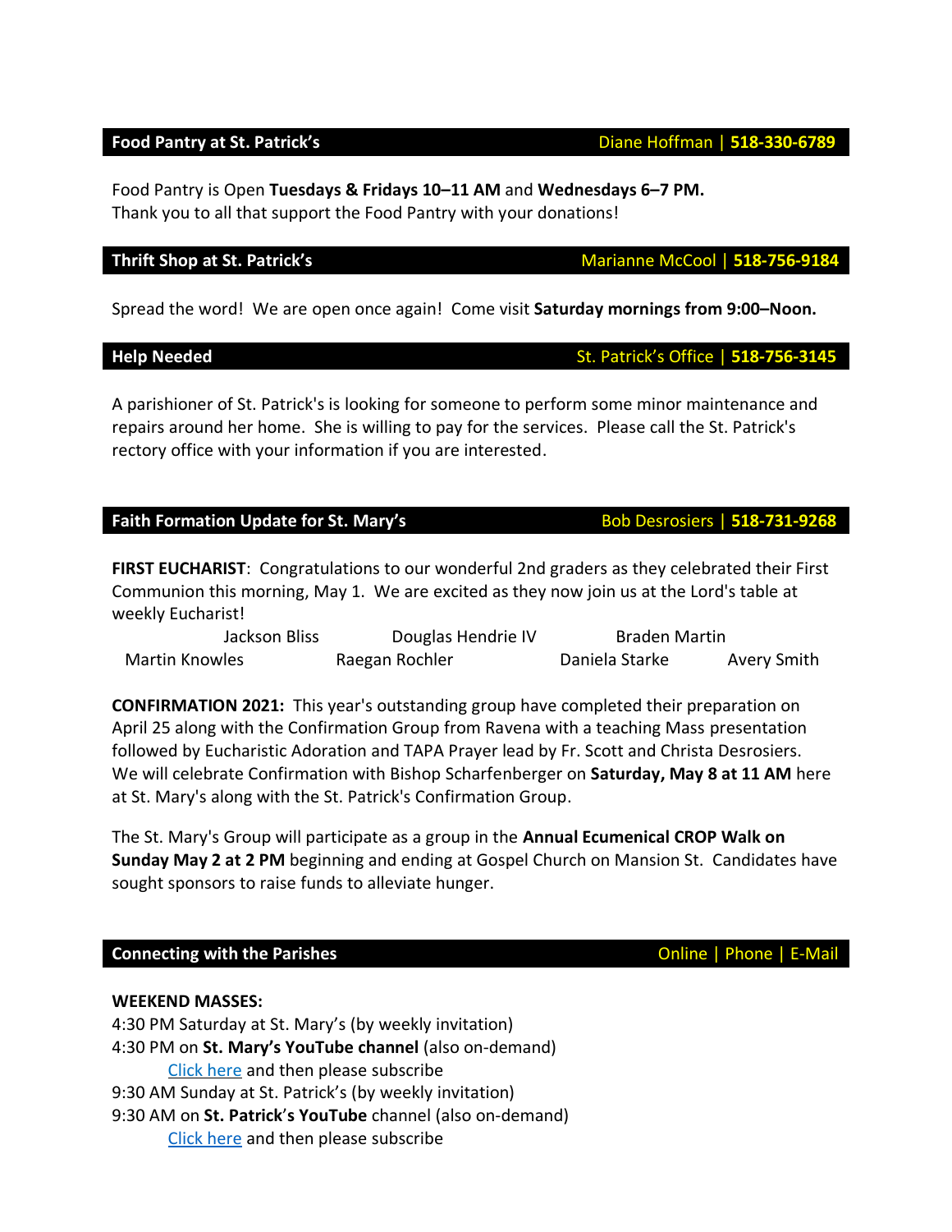## Food Pantry at St. Patrick's — Diane Hoffman | **518-330-6789**

Food Pantry is Open **Tuesdays & Fridays 10–11 AM** and **Wednesdays 6–7 PM.**
Thank you to all that support the Food Pantry with your donations!

## Thrift Shop at St. Patrick's — Marianne McCool | **518-756-9184**

Spread the word! We are open once again! Come visit **Saturday mornings from 9:00–Noon.**

## Help Needed — St. Patrick's Office | **518-756-3145**

A parishioner of St. Patrick's is looking for someone to perform some minor maintenance and repairs around her home. She is willing to pay for the services. Please call the St. Patrick's rectory office with your information if you are interested.

## Faith Formation Update for St. Mary's — Bob Desrosiers | **518-731-9268**

**FIRST EUCHARIST**: Congratulations to our wonderful 2nd graders as they celebrated their First Communion this morning, May 1. We are excited as they now join us at the Lord's table at weekly Eucharist!

Jackson Bliss, Douglas Hendrie IV, Braden Martin, Martin Knowles, Raegan Rochler, Daniela Starke, Avery Smith

**CONFIRMATION 2021:** This year's outstanding group have completed their preparation on April 25 along with the Confirmation Group from Ravena with a teaching Mass presentation followed by Eucharistic Adoration and TAPA Prayer lead by Fr. Scott and Christa Desrosiers. We will celebrate Confirmation with Bishop Scharfenberger on **Saturday, May 8 at 11 AM** here at St. Mary's along with the St. Patrick's Confirmation Group.

The St. Mary's Group will participate as a group in the **Annual Ecumenical CROP Walk on Sunday May 2 at 2 PM** beginning and ending at Gospel Church on Mansion St. Candidates have sought sponsors to raise funds to alleviate hunger.

## Connecting with the Parishes — Online | Phone | E-Mail

**WEEKEND MASSES:**

4:30 PM Saturday at St. Mary's (by weekly invitation)
4:30 PM on **St. Mary's YouTube channel** (also on-demand)
    Click here and then please subscribe
9:30 AM Sunday at St. Patrick's (by weekly invitation)
9:30 AM on **St. Patrick's YouTube** channel (also on-demand)
    Click here and then please subscribe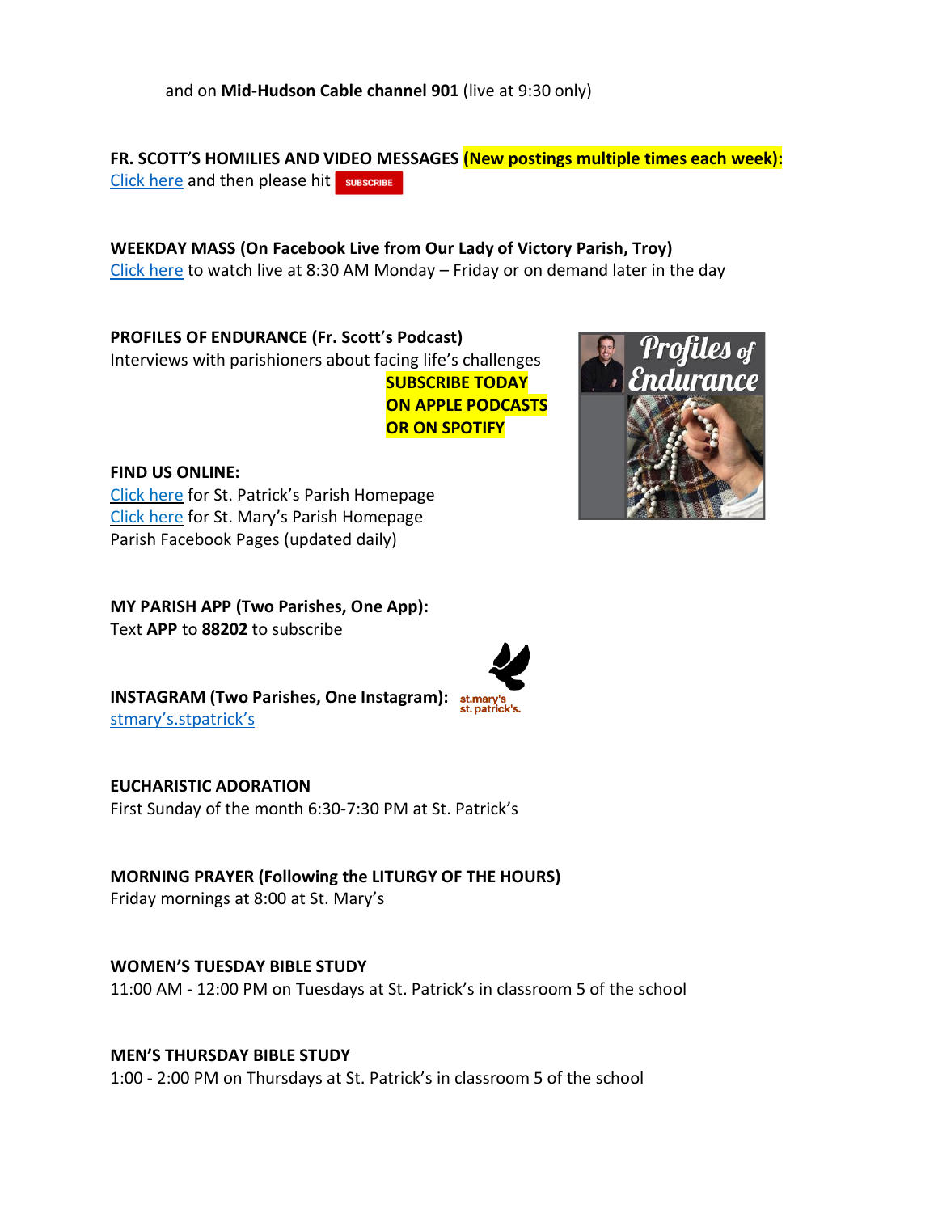and on **Mid-Hudson Cable channel 901** (live at 9:30 only)

**FR. SCOTT'S HOMILIES AND VIDEO MESSAGES (New postings multiple times each week):**
Click here and then please hit SUBSCRIBE

**WEEKDAY MASS (On Facebook Live from Our Lady of Victory Parish, Troy)**
Click here to watch live at 8:30 AM Monday – Friday or on demand later in the day

**PROFILES OF ENDURANCE (Fr. Scott's Podcast)**
Interviews with parishioners about facing life's challenges
**SUBSCRIBE TODAY ON APPLE PODCASTS OR ON SPOTIFY**

**FIND US ONLINE:**
Click here for St. Patrick's Parish Homepage
Click here for St. Mary's Parish Homepage
Parish Facebook Pages (updated daily)

**MY PARISH APP (Two Parishes, One App):**
Text **APP** to **88202** to subscribe

**INSTAGRAM (Two Parishes, One Instagram):**
stmary's.stpatrick's

**EUCHARISTIC ADORATION**
First Sunday of the month 6:30-7:30 PM at St. Patrick's

**MORNING PRAYER (Following the LITURGY OF THE HOURS)**
Friday mornings at 8:00 at St. Mary's

**WOMEN'S TUESDAY BIBLE STUDY**
11:00 AM - 12:00 PM on Tuesdays at St. Patrick's in classroom 5 of the school

**MEN'S THURSDAY BIBLE STUDY**
1:00 - 2:00 PM on Thursdays at St. Patrick's in classroom 5 of the school